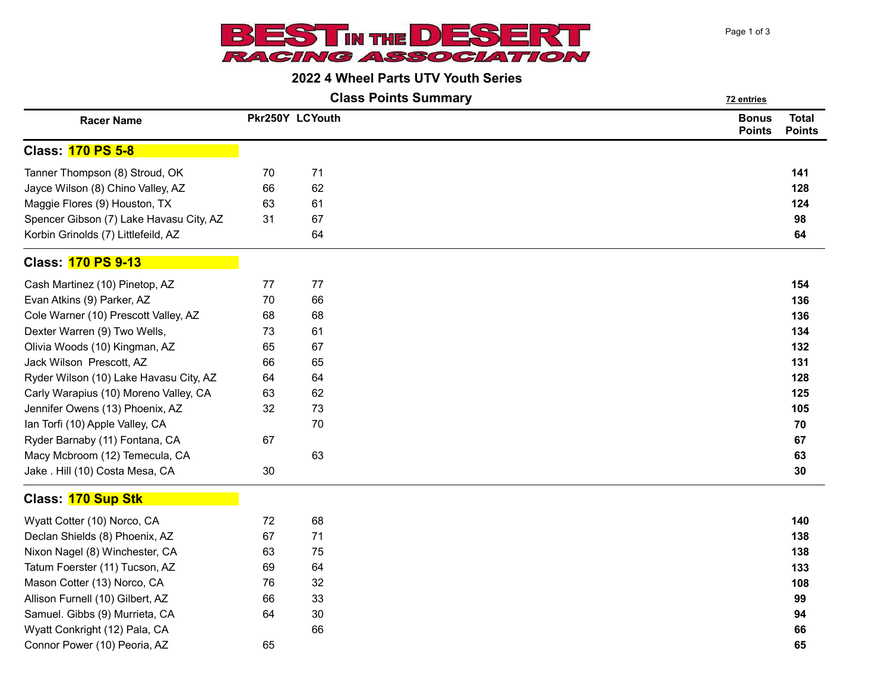# BEST IN THE DESERT RACING ASSOCIATION

## 2022 4 Wheel Parts UTV Youth Series

## Class Points Summary

72 entries

| Racer Name | Pkr250Y | LCYouth | Bonus Points | Total Points |
|---|---|---|---|---|
| **Class: 170 PS 5-8** | | | | |
| Tanner Thompson (8) Stroud, OK | 70 | 71 | | **141** |
| Jayce Wilson (8) Chino Valley, AZ | 66 | 62 | | **128** |
| Maggie Flores (9) Houston, TX | 63 | 61 | | **124** |
| Spencer Gibson (7) Lake Havasu City, AZ | 31 | 67 | | **98** |
| Korbin Grinolds (7) Littlefeild, AZ | | 64 | | **64** |
| **Class: 170 PS 9-13** | | | | |
| Cash Martinez (10) Pinetop, AZ | 77 | 77 | | **154** |
| Evan Atkins (9) Parker, AZ | 70 | 66 | | **136** |
| Cole Warner (10) Prescott Valley, AZ | 68 | 68 | | **136** |
| Dexter Warren (9) Two Wells, | 73 | 61 | | **134** |
| Olivia Woods (10) Kingman, AZ | 65 | 67 | | **132** |
| Jack Wilson Prescott, AZ | 66 | 65 | | **131** |
| Ryder Wilson (10) Lake Havasu City, AZ | 64 | 64 | | **128** |
| Carly Warapius (10) Moreno Valley, CA | 63 | 62 | | **125** |
| Jennifer Owens (13) Phoenix, AZ | 32 | 73 | | **105** |
| Ian Torfi (10) Apple Valley, CA | | 70 | | **70** |
| Ryder Barnaby (11) Fontana, CA | 67 | | | **67** |
| Macy Mcbroom (12) Temecula, CA | | 63 | | **63** |
| Jake . Hill (10) Costa Mesa, CA | 30 | | | **30** |
| **Class: 170 Sup Stk** | | | | |
| Wyatt Cotter (10) Norco, CA | 72 | 68 | | **140** |
| Declan Shields (8) Phoenix, AZ | 67 | 71 | | **138** |
| Nixon Nagel (8) Winchester, CA | 63 | 75 | | **138** |
| Tatum Foerster (11) Tucson, AZ | 69 | 64 | | **133** |
| Mason Cotter (13) Norco, CA | 76 | 32 | | **108** |
| Allison Furnell (10) Gilbert, AZ | 66 | 33 | | **99** |
| Samuel. Gibbs (9) Murrieta, CA | 64 | 30 | | **94** |
| Wyatt Conkright (12) Pala, CA | | 66 | | **66** |
| Connor Power (10) Peoria, AZ | 65 | | | **65** |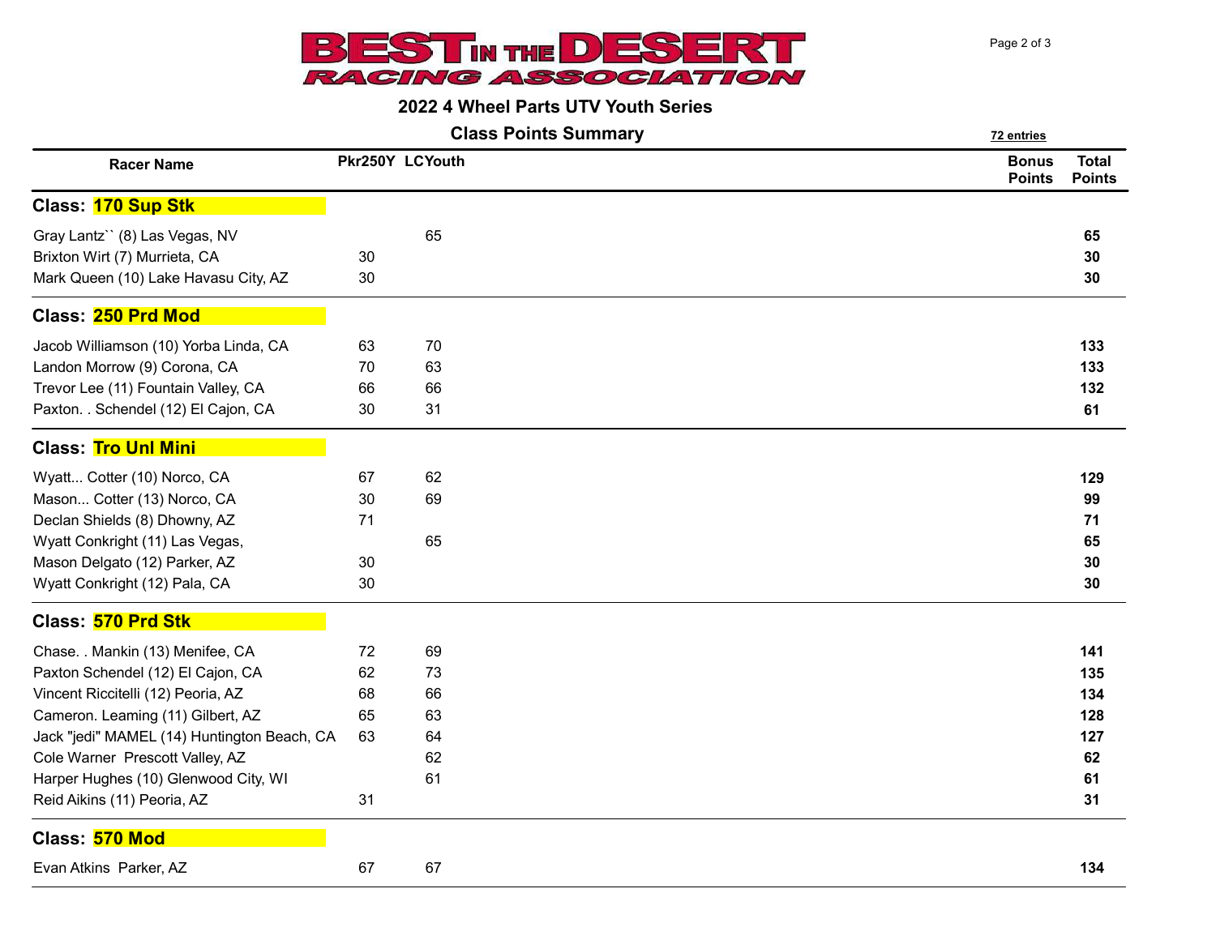# BEST IN THE DESERT RACING ASSOCIATION

## 2022 4 Wheel Parts UTV Youth Series

### Class Points Summary

72 entries

| Racer Name | Pkr250Y | LCYouth | Bonus Points | Total Points |
|---|---|---|---|---|
| **Class: 170 Sup Stk** | | | | |
| Gray Lantz`` (8) Las Vegas, NV | | 65 | | **65** |
| Brixton Wirt (7) Murrieta, CA | 30 | | | **30** |
| Mark Queen (10) Lake Havasu City, AZ | 30 | | | **30** |
| **Class: 250 Prd Mod** | | | | |
| Jacob Williamson (10) Yorba Linda, CA | 63 | 70 | | **133** |
| Landon Morrow (9) Corona, CA | 70 | 63 | | **133** |
| Trevor Lee (11) Fountain Valley, CA | 66 | 66 | | **132** |
| Paxton. . Schendel (12) El Cajon, CA | 30 | 31 | | **61** |
| **Class: Tro Unl Mini** | | | | |
| Wyatt... Cotter (10) Norco, CA | 67 | 62 | | **129** |
| Mason... Cotter (13) Norco, CA | 30 | 69 | | **99** |
| Declan Shields (8) Dhowny, AZ | 71 | | | **71** |
| Wyatt Conkright (11) Las Vegas, | | 65 | | **65** |
| Mason Delgato (12) Parker, AZ | 30 | | | **30** |
| Wyatt Conkright (12) Pala, CA | 30 | | | **30** |
| **Class: 570 Prd Stk** | | | | |
| Chase. . Mankin (13) Menifee, CA | 72 | 69 | | **141** |
| Paxton Schendel (12) El Cajon, CA | 62 | 73 | | **135** |
| Vincent Riccitelli (12) Peoria, AZ | 68 | 66 | | **134** |
| Cameron. Leaming (11) Gilbert, AZ | 65 | 63 | | **128** |
| Jack "jedi" MAMEL (14) Huntington Beach, CA | 63 | 64 | | **127** |
| Cole Warner Prescott Valley, AZ | | 62 | | **62** |
| Harper Hughes (10) Glenwood City, WI | | 61 | | **61** |
| Reid Aikins (11) Peoria, AZ | 31 | | | **31** |
| **Class: 570 Mod** | | | | |
| Evan Atkins Parker, AZ | 67 | 67 | | **134** |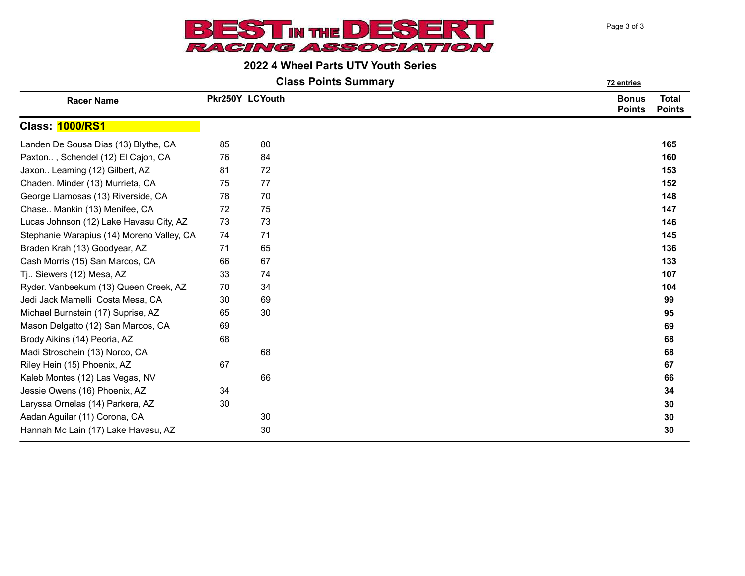# BEST IN THE DESERT RACING ASSOCIATION

## 2022 4 Wheel Parts UTV Youth Series

### Class Points Summary

72 entries

| Racer Name | Pkr250Y | LCYouth | Bonus Points | Total Points |
|---|---|---|---|---|
| **Class: 1000/RS1** | | | | |
| Landen De Sousa Dias (13) Blythe, CA | 85 | 80 | | **165** |
| Paxton.. , Schendel (12) El Cajon, CA | 76 | 84 | | **160** |
| Jaxon.. Leaming (12) Gilbert, AZ | 81 | 72 | | **153** |
| Chaden. Minder (13) Murrieta, CA | 75 | 77 | | **152** |
| George Llamosas (13) Riverside, CA | 78 | 70 | | **148** |
| Chase.. Mankin (13) Menifee, CA | 72 | 75 | | **147** |
| Lucas Johnson (12) Lake Havasu City, AZ | 73 | 73 | | **146** |
| Stephanie Warapius (14) Moreno Valley, CA | 74 | 71 | | **145** |
| Braden Krah (13) Goodyear, AZ | 71 | 65 | | **136** |
| Cash Morris (15) San Marcos, CA | 66 | 67 | | **133** |
| Tj.. Siewers (12) Mesa, AZ | 33 | 74 | | **107** |
| Ryder. Vanbeekum (13) Queen Creek, AZ | 70 | 34 | | **104** |
| Jedi Jack Mamelli Costa Mesa, CA | 30 | 69 | | **99** |
| Michael Burnstein (17) Suprise, AZ | 65 | 30 | | **95** |
| Mason Delgatto (12) San Marcos, CA | 69 | | | **69** |
| Brody Aikins (14) Peoria, AZ | 68 | | | **68** |
| Madi Stroschein (13) Norco, CA | | 68 | | **68** |
| Riley Hein (15) Phoenix, AZ | 67 | | | **67** |
| Kaleb Montes (12) Las Vegas, NV | | 66 | | **66** |
| Jessie Owens (16) Phoenix, AZ | 34 | | | **34** |
| Laryssa Ornelas (14) Parkera, AZ | 30 | | | **30** |
| Aadan Aguilar (11) Corona, CA | | 30 | | **30** |
| Hannah Mc Lain (17) Lake Havasu, AZ | | 30 | | **30** |